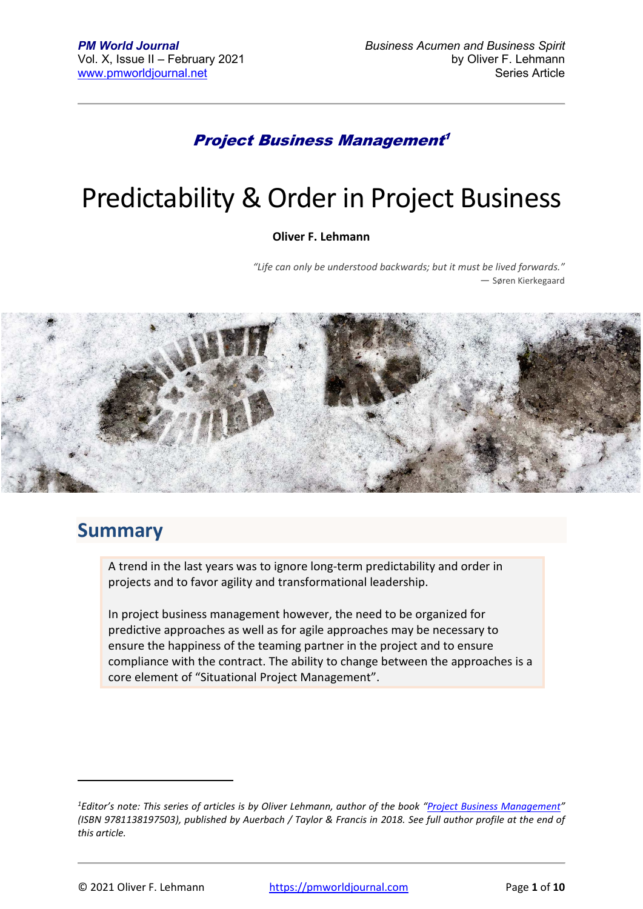***Project Business Management*[1]**

# Predictability & Order in Project Business

**Oliver F. Lehmann**

*"Life can only be understood backwards; but it must be lived forwards."*
— Søren Kierkegaard

## Summary

A trend in the last years was to ignore long-term predictability and order in projects and to favor agility and transformational leadership.

In project business management however, the need to be organized for predictive approaches as well as for agile approaches may be necessary to ensure the happiness of the teaming partner in the project and to ensure compliance with the contract. The ability to change between the approaches is a core element of "Situational Project Management".

---

[1] *Editor's note: This series of articles is by Oliver Lehmann, author of the book "Project Business Management" (ISBN 9781138197503), published by Auerbach / Taylor & Francis in 2018. See full author profile at the end of this article.*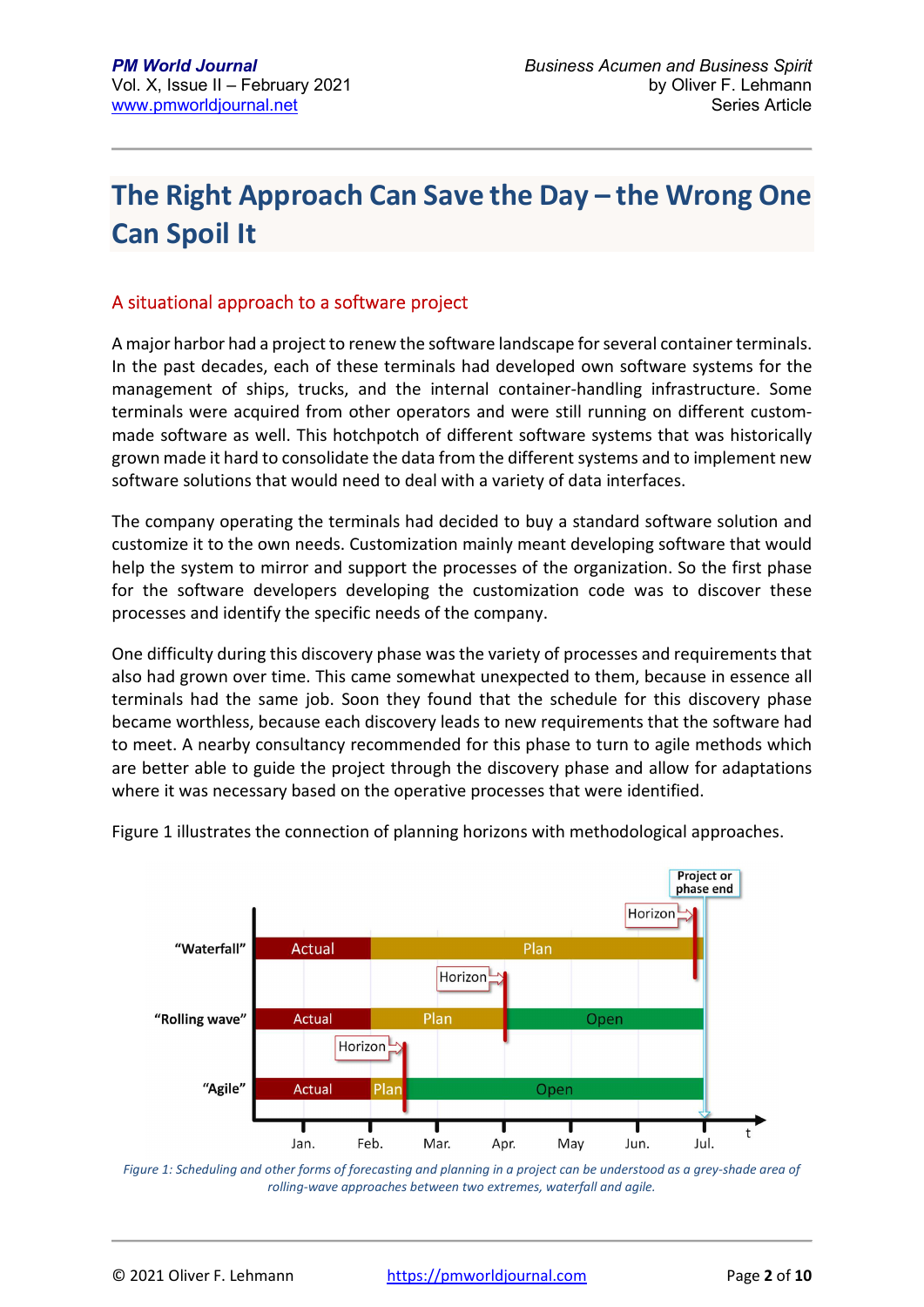# The Right Approach Can Save the Day – the Wrong One Can Spoil It

## A situational approach to a software project

A major harbor had a project to renew the software landscape for several container terminals. In the past decades, each of these terminals had developed own software systems for the management of ships, trucks, and the internal container-handling infrastructure. Some terminals were acquired from other operators and were still running on different custom-made software as well. This hotchpotch of different software systems that was historically grown made it hard to consolidate the data from the different systems and to implement new software solutions that would need to deal with a variety of data interfaces.

The company operating the terminals had decided to buy a standard software solution and customize it to the own needs. Customization mainly meant developing software that would help the system to mirror and support the processes of the organization. So the first phase for the software developers developing the customization code was to discover these processes and identify the specific needs of the company.

One difficulty during this discovery phase was the variety of processes and requirements that also had grown over time. This came somewhat unexpected to them, because in essence all terminals had the same job. Soon they found that the schedule for this discovery phase became worthless, because each discovery leads to new requirements that the software had to meet. A nearby consultancy recommended for this phase to turn to agile methods which are better able to guide the project through the discovery phase and allow for adaptations where it was necessary based on the operative processes that were identified.

Figure 1 illustrates the connection of planning horizons with methodological approaches.

*Figure 1: Scheduling and other forms of forecasting and planning in a project can be understood as a grey-shade area of rolling-wave approaches between two extremes, waterfall and agile.*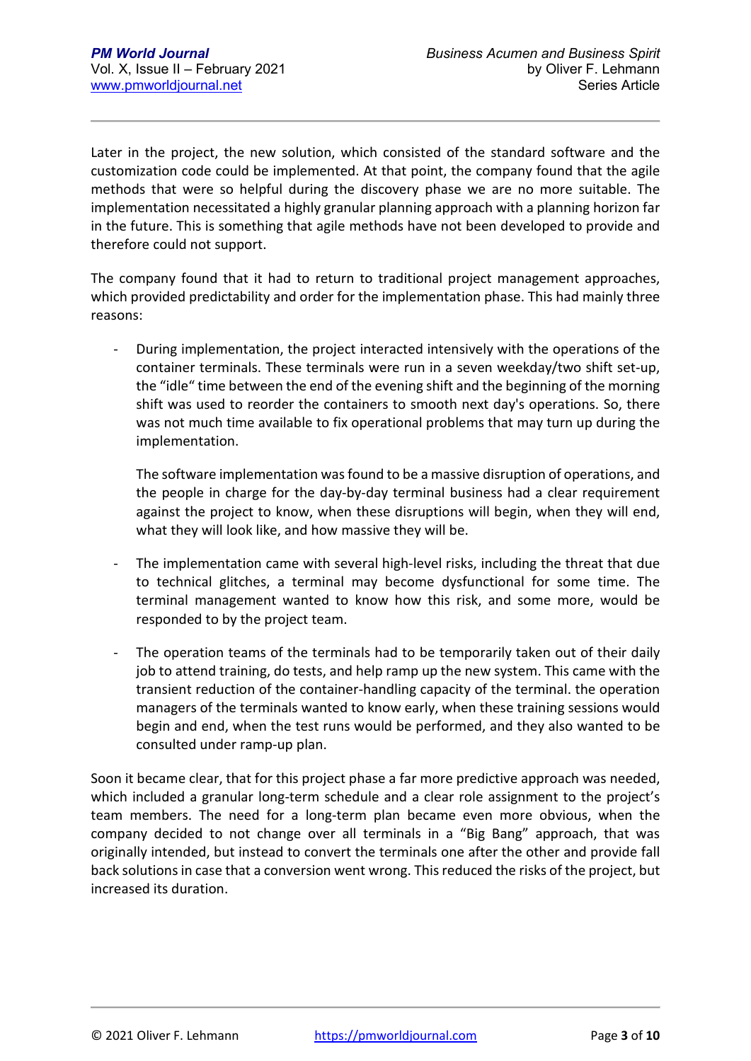Later in the project, the new solution, which consisted of the standard software and the customization code could be implemented. At that point, the company found that the agile methods that were so helpful during the discovery phase we are no more suitable. The implementation necessitated a highly granular planning approach with a planning horizon far in the future. This is something that agile methods have not been developed to provide and therefore could not support.

The company found that it had to return to traditional project management approaches, which provided predictability and order for the implementation phase. This had mainly three reasons:

- During implementation, the project interacted intensively with the operations of the container terminals. These terminals were run in a seven weekday/two shift set-up, the "idle" time between the end of the evening shift and the beginning of the morning shift was used to reorder the containers to smooth next day's operations. So, there was not much time available to fix operational problems that may turn up during the implementation.

  The software implementation was found to be a massive disruption of operations, and the people in charge for the day-by-day terminal business had a clear requirement against the project to know, when these disruptions will begin, when they will end, what they will look like, and how massive they will be.

- The implementation came with several high-level risks, including the threat that due to technical glitches, a terminal may become dysfunctional for some time. The terminal management wanted to know how this risk, and some more, would be responded to by the project team.

- The operation teams of the terminals had to be temporarily taken out of their daily job to attend training, do tests, and help ramp up the new system. This came with the transient reduction of the container-handling capacity of the terminal. the operation managers of the terminals wanted to know early, when these training sessions would begin and end, when the test runs would be performed, and they also wanted to be consulted under ramp-up plan.

Soon it became clear, that for this project phase a far more predictive approach was needed, which included a granular long-term schedule and a clear role assignment to the project's team members. The need for a long-term plan became even more obvious, when the company decided to not change over all terminals in a "Big Bang" approach, that was originally intended, but instead to convert the terminals one after the other and provide fall back solutions in case that a conversion went wrong. This reduced the risks of the project, but increased its duration.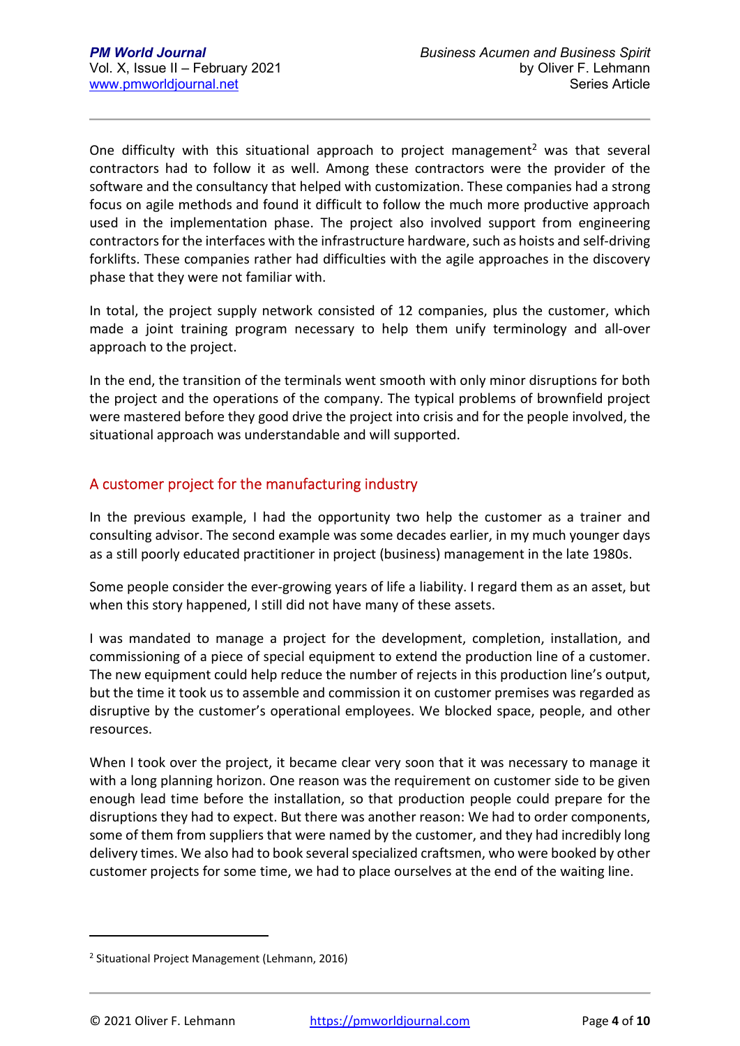One difficulty with this situational approach to project management[2] was that several contractors had to follow it as well. Among these contractors were the provider of the software and the consultancy that helped with customization. These companies had a strong focus on agile methods and found it difficult to follow the much more productive approach used in the implementation phase. The project also involved support from engineering contractors for the interfaces with the infrastructure hardware, such as hoists and self-driving forklifts. These companies rather had difficulties with the agile approaches in the discovery phase that they were not familiar with.

In total, the project supply network consisted of 12 companies, plus the customer, which made a joint training program necessary to help them unify terminology and all-over approach to the project.

In the end, the transition of the terminals went smooth with only minor disruptions for both the project and the operations of the company. The typical problems of brownfield project were mastered before they good drive the project into crisis and for the people involved, the situational approach was understandable and will supported.

## A customer project for the manufacturing industry

In the previous example, I had the opportunity two help the customer as a trainer and consulting advisor. The second example was some decades earlier, in my much younger days as a still poorly educated practitioner in project (business) management in the late 1980s.

Some people consider the ever-growing years of life a liability. I regard them as an asset, but when this story happened, I still did not have many of these assets.

I was mandated to manage a project for the development, completion, installation, and commissioning of a piece of special equipment to extend the production line of a customer. The new equipment could help reduce the number of rejects in this production line's output, but the time it took us to assemble and commission it on customer premises was regarded as disruptive by the customer's operational employees. We blocked space, people, and other resources.

When I took over the project, it became clear very soon that it was necessary to manage it with a long planning horizon. One reason was the requirement on customer side to be given enough lead time before the installation, so that production people could prepare for the disruptions they had to expect. But there was another reason: We had to order components, some of them from suppliers that were named by the customer, and they had incredibly long delivery times. We also had to book several specialized craftsmen, who were booked by other customer projects for some time, we had to place ourselves at the end of the waiting line.

---

[2] Situational Project Management (Lehmann, 2016)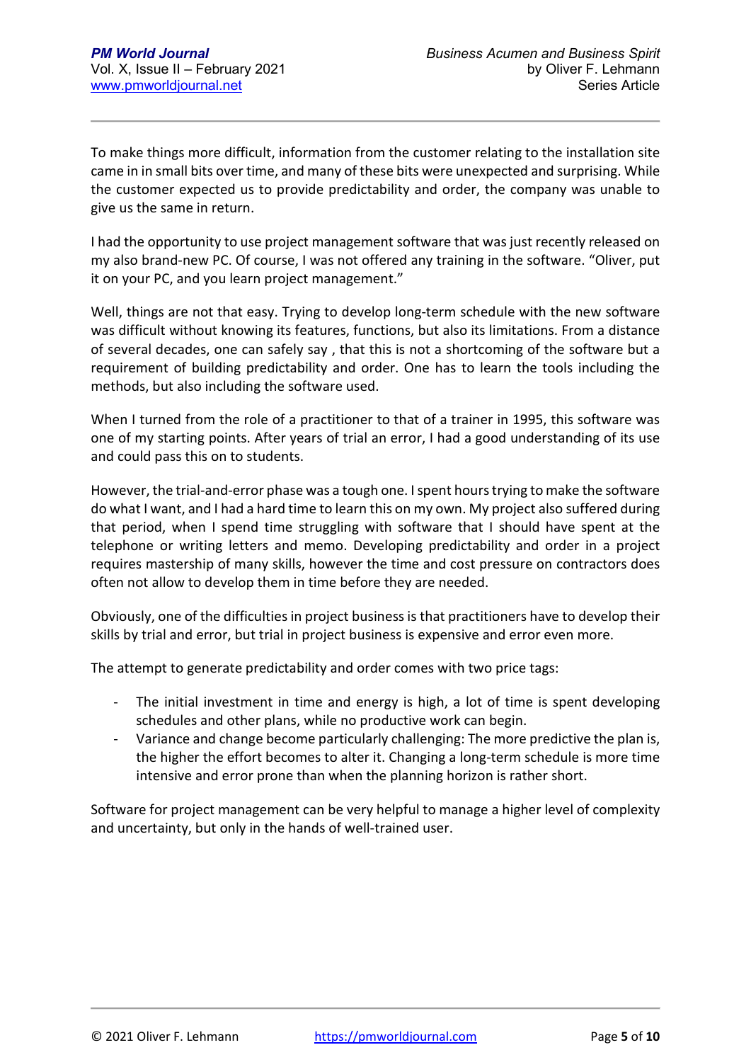To make things more difficult, information from the customer relating to the installation site came in in small bits over time, and many of these bits were unexpected and surprising. While the customer expected us to provide predictability and order, the company was unable to give us the same in return.

I had the opportunity to use project management software that was just recently released on my also brand-new PC. Of course, I was not offered any training in the software. "Oliver, put it on your PC, and you learn project management."

Well, things are not that easy. Trying to develop long-term schedule with the new software was difficult without knowing its features, functions, but also its limitations. From a distance of several decades, one can safely say , that this is not a shortcoming of the software but a requirement of building predictability and order. One has to learn the tools including the methods, but also including the software used.

When I turned from the role of a practitioner to that of a trainer in 1995, this software was one of my starting points. After years of trial an error, I had a good understanding of its use and could pass this on to students.

However, the trial-and-error phase was a tough one. I spent hours trying to make the software do what I want, and I had a hard time to learn this on my own. My project also suffered during that period, when I spend time struggling with software that I should have spent at the telephone or writing letters and memo. Developing predictability and order in a project requires mastership of many skills, however the time and cost pressure on contractors does often not allow to develop them in time before they are needed.

Obviously, one of the difficulties in project business is that practitioners have to develop their skills by trial and error, but trial in project business is expensive and error even more.

The attempt to generate predictability and order comes with two price tags:

- The initial investment in time and energy is high, a lot of time is spent developing schedules and other plans, while no productive work can begin.
- Variance and change become particularly challenging: The more predictive the plan is, the higher the effort becomes to alter it. Changing a long-term schedule is more time intensive and error prone than when the planning horizon is rather short.

Software for project management can be very helpful to manage a higher level of complexity and uncertainty, but only in the hands of well-trained user.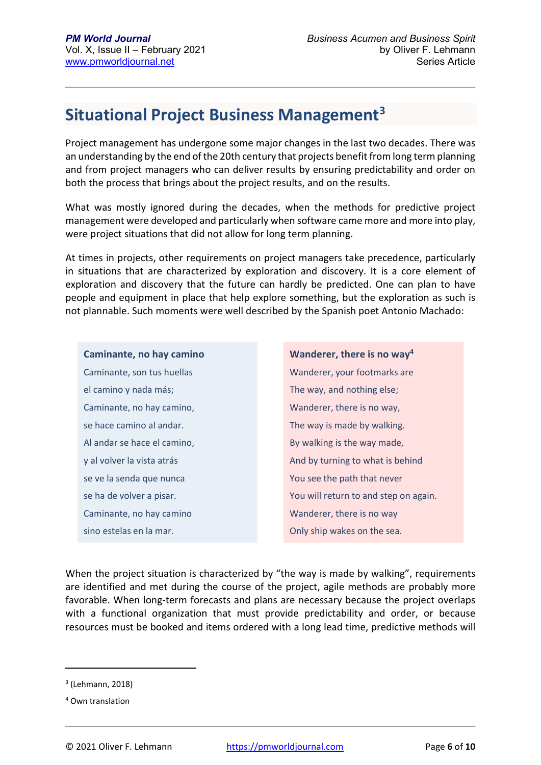## Situational Project Business Management[3]

Project management has undergone some major changes in the last two decades. There was an understanding by the end of the 20th century that projects benefit from long term planning and from project managers who can deliver results by ensuring predictability and order on both the process that brings about the project results, and on the results.

What was mostly ignored during the decades, when the methods for predictive project management were developed and particularly when software came more and more into play, were project situations that did not allow for long term planning.

At times in projects, other requirements on project managers take precedence, particularly in situations that are characterized by exploration and discovery. It is a core element of exploration and discovery that the future can hardly be predicted. One can plan to have people and equipment in place that help explore something, but the exploration as such is not plannable. Such moments were well described by the Spanish poet Antonio Machado:

**Caminante, no hay camino**

Caminante, son tus huellas  
el camino y nada más;  
Caminante, no hay camino,  
se hace camino al andar.  
Al andar se hace el camino,  
y al volver la vista atrás  
se ve la senda que nunca  
se ha de volver a pisar.  
Caminante, no hay camino  
sino estelas en la mar.

**Wanderer, there is no way[4]**

Wanderer, your footmarks are  
The way, and nothing else;  
Wanderer, there is no way,  
The way is made by walking.  
By walking is the way made,  
And by turning to what is behind  
You see the path that never  
You will return to and step on again.  
Wanderer, there is no way  
Only ship wakes on the sea.

When the project situation is characterized by "the way is made by walking", requirements are identified and met during the course of the project, agile methods are probably more favorable. When long-term forecasts and plans are necessary because the project overlaps with a functional organization that must provide predictability and order, or because resources must be booked and items ordered with a long lead time, predictive methods will

---

[3] (Lehmann, 2018)

[4] Own translation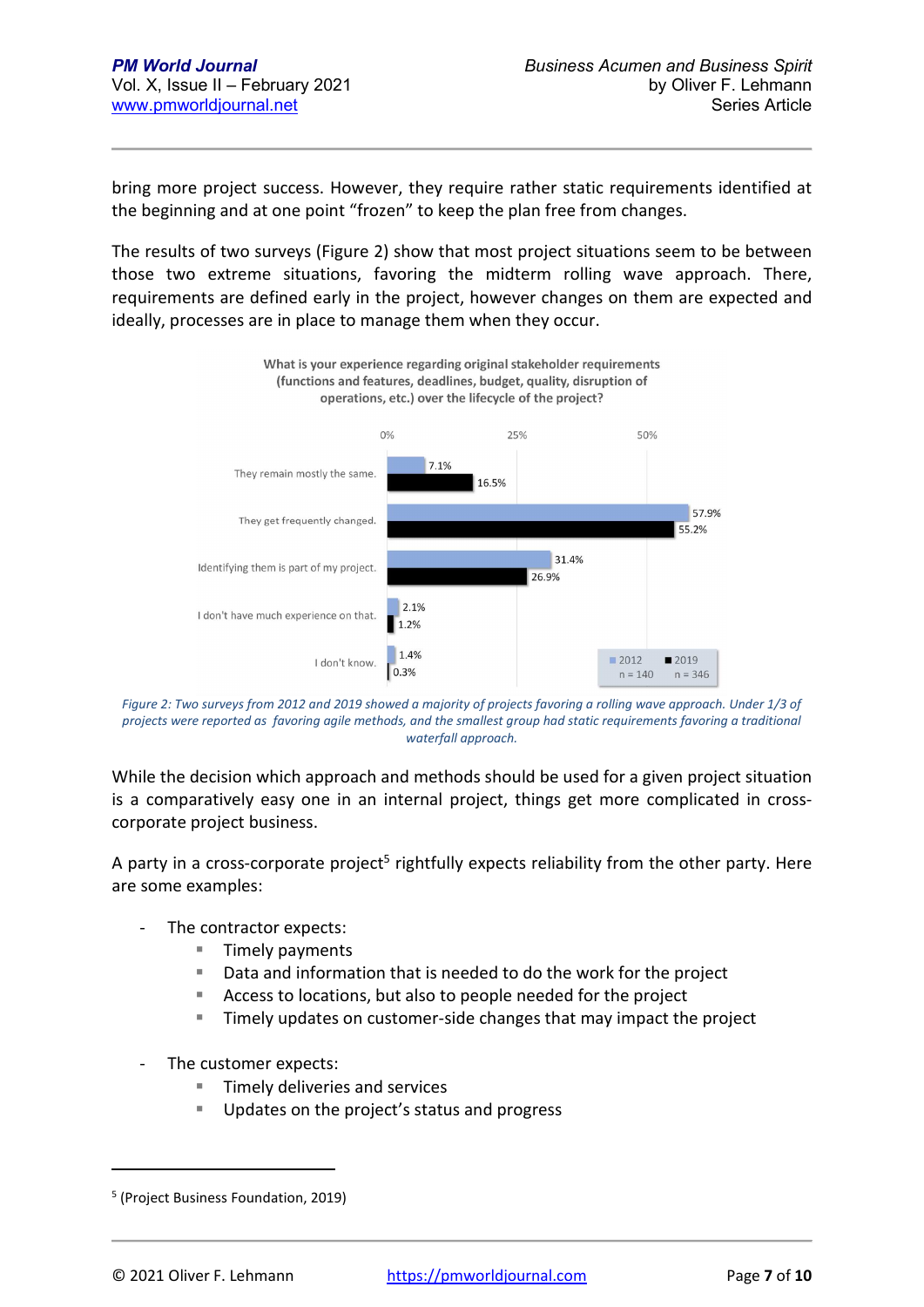bring more project success. However, they require rather static requirements identified at the beginning and at one point "frozen" to keep the plan free from changes.

The results of two surveys (Figure 2) show that most project situations seem to be between those two extreme situations, favoring the midterm rolling wave approach. There, requirements are defined early in the project, however changes on them are expected and ideally, processes are in place to manage them when they occur.

**What is your experience regarding original stakeholder requirements (functions and features, deadlines, budget, quality, disruption of operations, etc.) over the lifecycle of the project?**

| | 2012 (n = 140) | 2019 (n = 346) |
|---|---|---|
| They remain mostly the same. | 7.1% | 16.5% |
| They get frequently changed. | 57.9% | 55.2% |
| Identifying them is part of my project. | 31.4% | 26.9% |
| I don't have much experience on that. | 2.1% | 1.2% |
| I don't know. | 1.4% | 0.3% |

*Figure 2: Two surveys from 2012 and 2019 showed a majority of projects favoring a rolling wave approach. Under 1/3 of projects were reported as favoring agile methods, and the smallest group had static requirements favoring a traditional waterfall approach.*

While the decision which approach and methods should be used for a given project situation is a comparatively easy one in an internal project, things get more complicated in cross-corporate project business.

A party in a cross-corporate project[5] rightfully expects reliability from the other party. Here are some examples:

- The contractor expects:
  - Timely payments
  - Data and information that is needed to do the work for the project
  - Access to locations, but also to people needed for the project
  - Timely updates on customer-side changes that may impact the project
- The customer expects:
  - Timely deliveries and services
  - Updates on the project's status and progress

[5] (Project Business Foundation, 2019)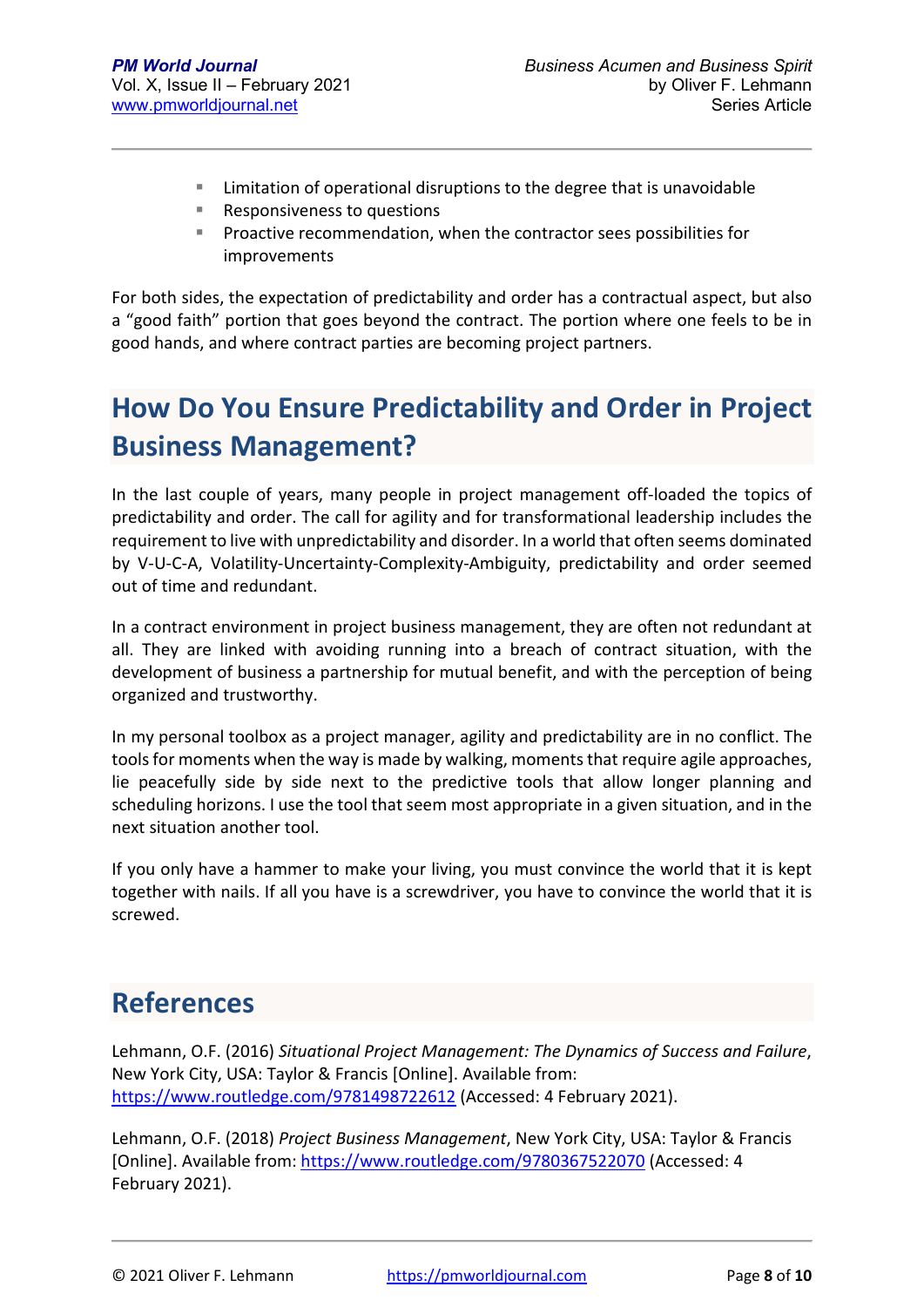- Limitation of operational disruptions to the degree that is unavoidable
- Responsiveness to questions
- Proactive recommendation, when the contractor sees possibilities for improvements

For both sides, the expectation of predictability and order has a contractual aspect, but also a "good faith" portion that goes beyond the contract. The portion where one feels to be in good hands, and where contract parties are becoming project partners.

## How Do You Ensure Predictability and Order in Project Business Management?

In the last couple of years, many people in project management off-loaded the topics of predictability and order. The call for agility and for transformational leadership includes the requirement to live with unpredictability and disorder. In a world that often seems dominated by V-U-C-A, Volatility-Uncertainty-Complexity-Ambiguity, predictability and order seemed out of time and redundant.

In a contract environment in project business management, they are often not redundant at all. They are linked with avoiding running into a breach of contract situation, with the development of business a partnership for mutual benefit, and with the perception of being organized and trustworthy.

In my personal toolbox as a project manager, agility and predictability are in no conflict. The tools for moments when the way is made by walking, moments that require agile approaches, lie peacefully side by side next to the predictive tools that allow longer planning and scheduling horizons. I use the tool that seem most appropriate in a given situation, and in the next situation another tool.

If you only have a hammer to make your living, you must convince the world that it is kept together with nails. If all you have is a screwdriver, you have to convince the world that it is screwed.

## References

Lehmann, O.F. (2016) *Situational Project Management: The Dynamics of Success and Failure*, New York City, USA: Taylor & Francis [Online]. Available from: https://www.routledge.com/9781498722612 (Accessed: 4 February 2021).

Lehmann, O.F. (2018) *Project Business Management*, New York City, USA: Taylor & Francis [Online]. Available from: https://www.routledge.com/9780367522070 (Accessed: 4 February 2021).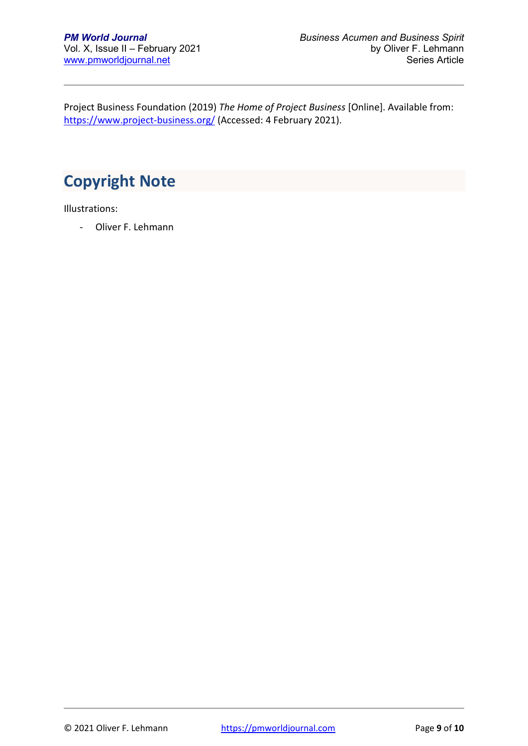Project Business Foundation (2019) *The Home of Project Business* [Online]. Available from: https://www.project-business.org/ (Accessed: 4 February 2021).

## Copyright Note

Illustrations:

- Oliver F. Lehmann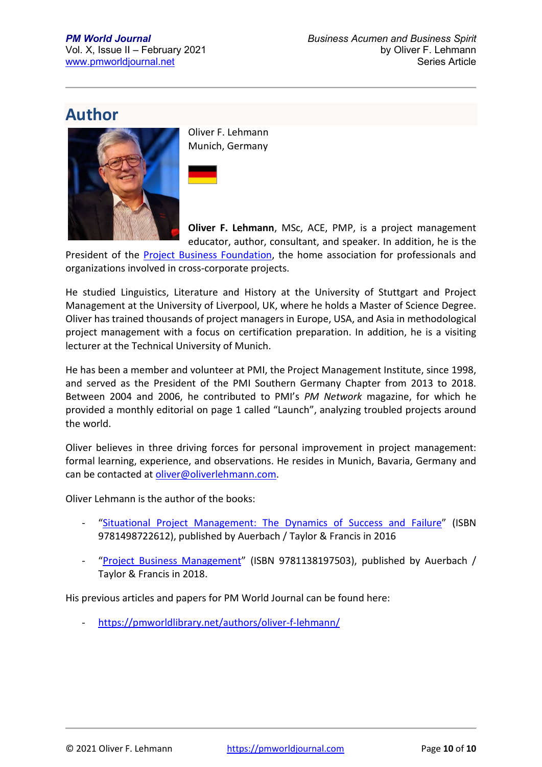# Author

Oliver F. Lehmann
Munich, Germany

**Oliver F. Lehmann**, MSc, ACE, PMP, is a project management educator, author, consultant, and speaker. In addition, he is the President of the Project Business Foundation, the home association for professionals and organizations involved in cross-corporate projects.

He studied Linguistics, Literature and History at the University of Stuttgart and Project Management at the University of Liverpool, UK, where he holds a Master of Science Degree. Oliver has trained thousands of project managers in Europe, USA, and Asia in methodological project management with a focus on certification preparation. In addition, he is a visiting lecturer at the Technical University of Munich.

He has been a member and volunteer at PMI, the Project Management Institute, since 1998, and served as the President of the PMI Southern Germany Chapter from 2013 to 2018. Between 2004 and 2006, he contributed to PMI's *PM Network* magazine, for which he provided a monthly editorial on page 1 called "Launch", analyzing troubled projects around the world.

Oliver believes in three driving forces for personal improvement in project management: formal learning, experience, and observations. He resides in Munich, Bavaria, Germany and can be contacted at oliver@oliverlehmann.com.

Oliver Lehmann is the author of the books:

- "Situational Project Management: The Dynamics of Success and Failure" (ISBN 9781498722612), published by Auerbach / Taylor & Francis in 2016
- "Project Business Management" (ISBN 9781138197503), published by Auerbach / Taylor & Francis in 2018.

His previous articles and papers for PM World Journal can be found here:

- https://pmworldlibrary.net/authors/oliver-f-lehmann/